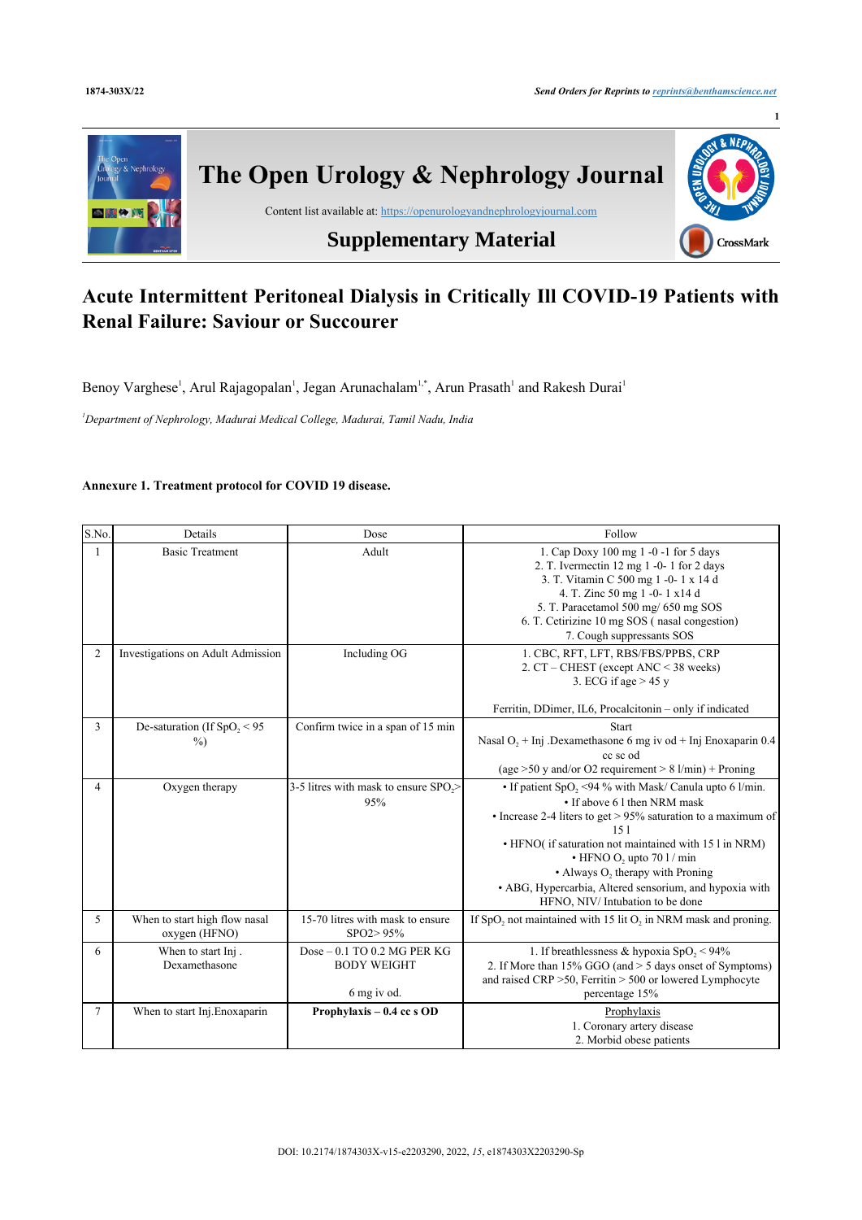# Acute Intermittent Peritoneal Dialysis in Critically Ill COVID-19 Patients with Renal Failure: Saviour or Succourer

Benoy Varghese[1], Arul Rajagopalan[1], Jegan Arunachalam[1,*], Arun Prasath[1] and Rakesh Durai[1]

*[1]Department of Nephrology, Madurai Medical College, Madurai, Tamil Nadu, India*

**Annexure 1. Treatment protocol for COVID 19 disease.**

| S.No. | Details | Dose | Follow |
|---|---|---|---|
| 1 | Basic Treatment | Adult | 1. Cap Doxy 100 mg 1 -0 -1 for 5 days<br>2. T. Ivermectin 12 mg 1 -0- 1 for 2 days<br>3. T. Vitamin C 500 mg 1 -0- 1 x 14 d<br>4. T. Zinc 50 mg 1 -0- 1 x14 d<br>5. T. Paracetamol 500 mg/ 650 mg SOS<br>6. T. Cetirizine 10 mg SOS ( nasal congestion)<br>7. Cough suppressants SOS |
| 2 | Investigations on Adult Admission | Including OG | 1. CBC, RFT, LFT, RBS/FBS/PPBS, CRP<br>2. CT – CHEST (except ANC < 38 weeks)<br>3. ECG if age > 45 y<br><br>Ferritin, DDimer, IL6, Procalcitonin – only if indicated |
| 3 | De-saturation (If $SpO_2$ < 95 %) | Confirm twice in a span of 15 min | Start<br>Nasal $O_2$ + Inj .Dexamethasone 6 mg iv od + Inj Enoxaparin 0.4 cc sc od<br>(age >50 y and/or O2 requirement > 8 l/min) + Proning |
| 4 | Oxygen therapy | 3-5 litres with mask to ensure $SPO_2$> 95% | • If patient $SpO_2$ <94 % with Mask/ Canula upto 6 l/min.<br>• If above 6 l then NRM mask<br>• Increase 2-4 liters to get > 95% saturation to a maximum of 15 l<br>• HFNO( if saturation not maintained with 15 l in NRM)<br>• HFNO $O_2$ upto 70 l / min<br>• Always $O_2$ therapy with Proning<br>• ABG, Hypercarbia, Altered sensorium, and hypoxia with HFNO, NIV/ Intubation to be done |
| 5 | When to start high flow nasal oxygen (HFNO) | 15-70 litres with mask to ensure SPO2> 95% | If $SpO_2$ not maintained with 15 lit $O_2$ in NRM mask and proning. |
| 6 | When to start Inj . Dexamethasone | Dose – 0.1 TO 0.2 MG PER KG BODY WEIGHT<br><br>6 mg iv od. | 1. If breathlessness & hypoxia $SpO_2$ < 94%<br>2. If More than 15% GGO (and > 5 days onset of Symptoms) and raised CRP >50, Ferritin > 500 or lowered Lymphocyte percentage 15% |
| 7 | When to start Inj.Enoxaparin | **Prophylaxis – 0.4 cc s OD** | Prophylaxis<br>1. Coronary artery disease<br>2. Morbid obese patients |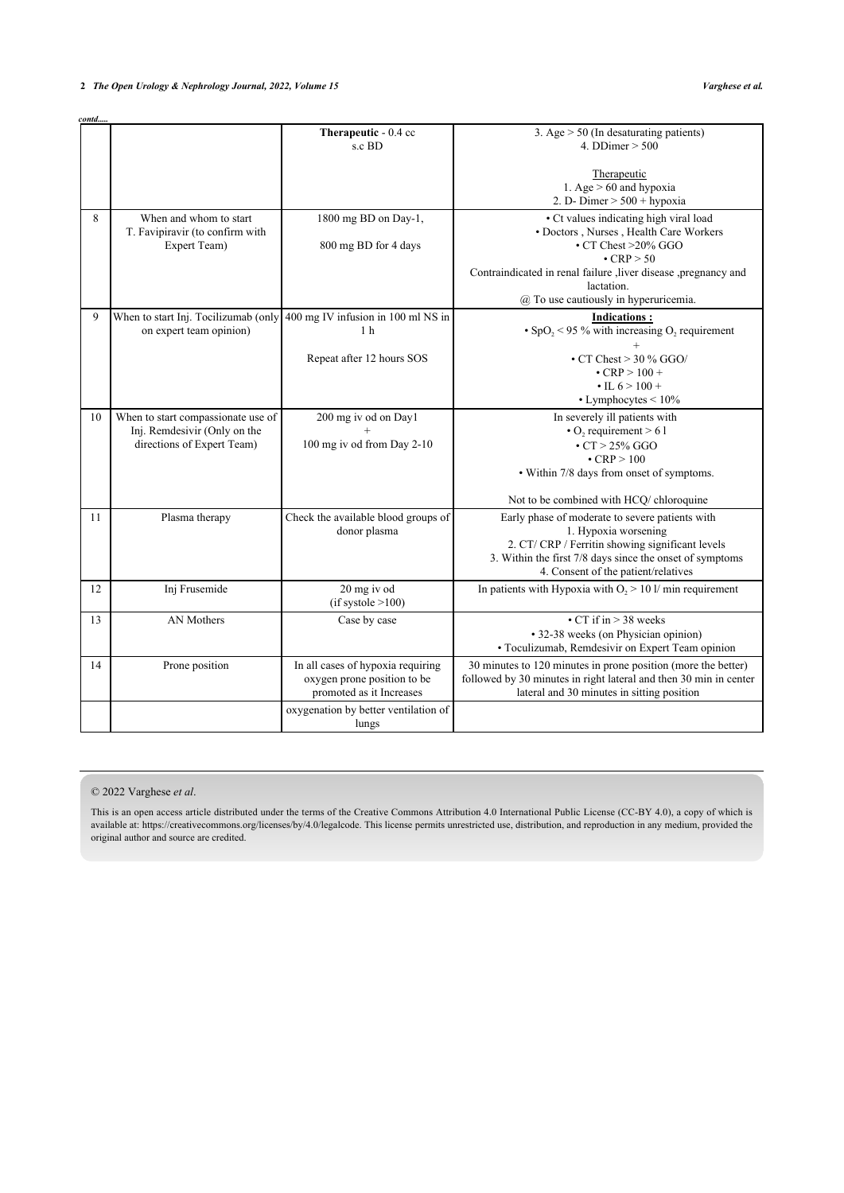*contd.....*

| | | | |
|---|---|---|---|
| | | **Therapeutic** - 0.4 cc s.c BD | 3. Age > 50 (In desaturating patients)<br>4. DDimer > 500<br><br>Therapeutic<br>1. Age > 60 and hypoxia<br>2. D- Dimer > 500 + hypoxia |
| 8 | When and whom to start T. Favipiravir (to confirm with Expert Team) | 1800 mg BD on Day-1,<br><br>800 mg BD for 4 days | • Ct values indicating high viral load<br>• Doctors , Nurses , Health Care Workers<br>• CT Chest >20% GGO<br>• CRP > 50<br>Contraindicated in renal failure ,liver disease ,pregnancy and lactation.<br>@ To use cautiously in hyperuricemia. |
| 9 | When to start Inj. Tocilizumab (only on expert team opinion) | 400 mg IV infusion in 100 ml NS in 1 h<br><br>Repeat after 12 hours SOS | **Indications :**<br>• $SpO_2$ < 95 % with increasing $O_2$ requirement<br>+<br>• CT Chest > 30 % GGO/<br>• CRP > 100 +<br>• IL 6 > 100 +<br>• Lymphocytes < 10% |
| 10 | When to start compassionate use of Inj. Remdesivir (Only on the directions of Expert Team) | 200 mg iv od on Day1<br>+<br>100 mg iv od from Day 2-10 | In severely ill patients with<br>• $O_2$ requirement > 6 l<br>• CT > 25% GGO<br>• CRP > 100<br>• Within 7/8 days from onset of symptoms.<br><br>Not to be combined with HCQ/ chloroquine |
| 11 | Plasma therapy | Check the available blood groups of donor plasma | Early phase of moderate to severe patients with<br>1. Hypoxia worsening<br>2. CT/ CRP / Ferritin showing significant levels<br>3. Within the first 7/8 days since the onset of symptoms<br>4. Consent of the patient/relatives |
| 12 | Inj Frusemide | 20 mg iv od<br>(if systole >100) | In patients with Hypoxia with $O_2$ > 10 l/ min requirement |
| 13 | AN Mothers | Case by case | • CT if in > 38 weeks<br>• 32-38 weeks (on Physician opinion)<br>• Toculizumab, Remdesivir on Expert Team opinion |
| 14 | Prone position | In all cases of hypoxia requiring oxygen prone position to be promoted as it Increases | 30 minutes to 120 minutes in prone position (more the better) followed by 30 minutes in right lateral and then 30 min in center lateral and 30 minutes in sitting position |
| | | oxygenation by better ventilation of lungs | |

© 2022 Varghese *et al*.

This is an open access article distributed under the terms of the Creative Commons Attribution 4.0 International Public License (CC-BY 4.0), a copy of which is available at: https://creativecommons.org/licenses/by/4.0/legalcode. This license permits unrestricted use, distribution, and reproduction in any medium, provided the original author and source are credited.